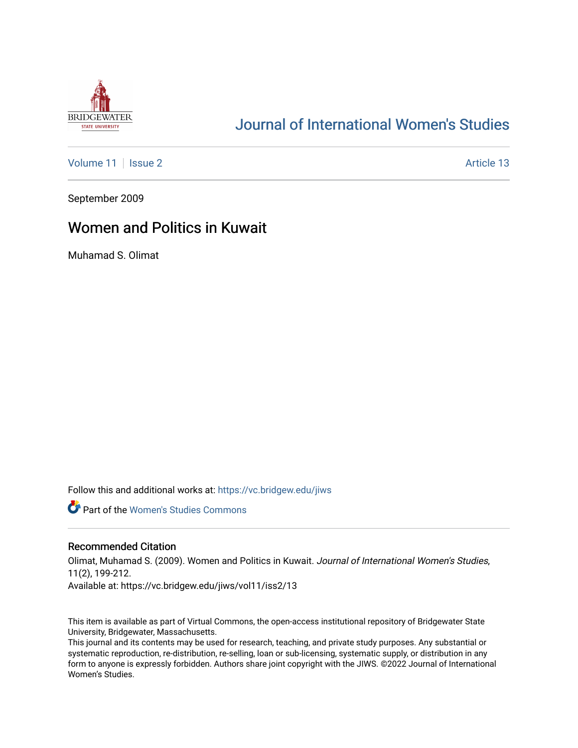# Journal of International Women's Studies

Volume 11 | Issue 2 | Article 13

September 2009

## Women and Politics in Kuwait

Muhamad S. Olimat

Follow this and additional works at: https://vc.bridgew.edu/jiws

Part of the Women's Studies Commons

### Recommended Citation

Olimat, Muhamad S. (2009). Women and Politics in Kuwait. *Journal of International Women's Studies*, 11(2), 199-212.
Available at: https://vc.bridgew.edu/jiws/vol11/iss2/13

This item is available as part of Virtual Commons, the open-access institutional repository of Bridgewater State University, Bridgewater, Massachusetts.
This journal and its contents may be used for research, teaching, and private study purposes. Any substantial or systematic reproduction, re-distribution, re-selling, loan or sub-licensing, systematic supply, or distribution in any form to anyone is expressly forbidden. Authors share joint copyright with the JIWS. ©2022 Journal of International Women's Studies.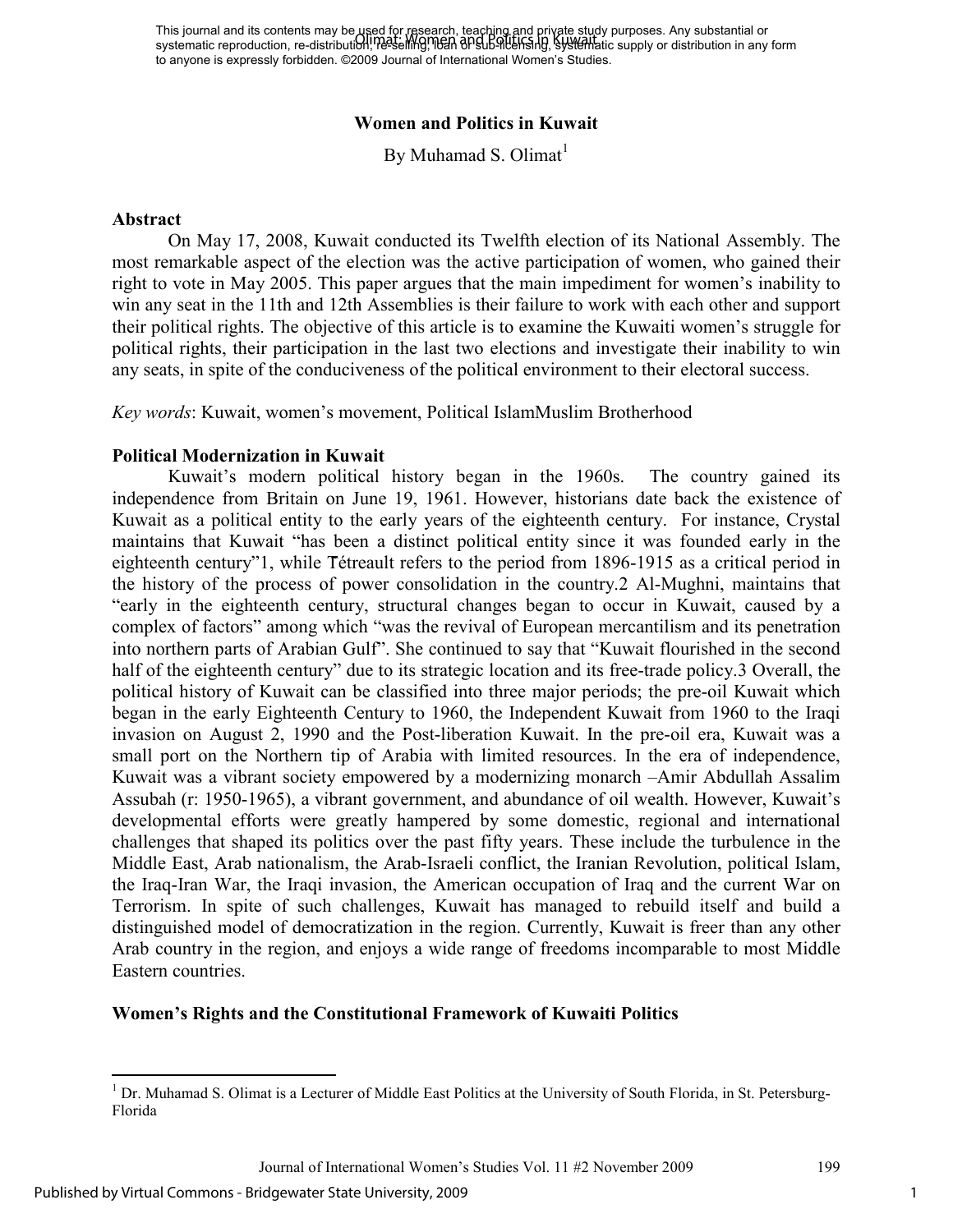# Women and Politics in Kuwait

By Muhamad S. Olimat[1]

## Abstract

On May 17, 2008, Kuwait conducted its Twelfth election of its National Assembly. The most remarkable aspect of the election was the active participation of women, who gained their right to vote in May 2005. This paper argues that the main impediment for women's inability to win any seat in the 11th and 12th Assemblies is their failure to work with each other and support their political rights. The objective of this article is to examine the Kuwaiti women's struggle for political rights, their participation in the last two elections and investigate their inability to win any seats, in spite of the conduciveness of the political environment to their electoral success.

*Key words*: Kuwait, women's movement, Political IslamMuslim Brotherhood

## Political Modernization in Kuwait

Kuwait's modern political history began in the 1960s. The country gained its independence from Britain on June 19, 1961. However, historians date back the existence of Kuwait as a political entity to the early years of the eighteenth century. For instance, Crystal maintains that Kuwait "has been a distinct political entity since it was founded early in the eighteenth century"1, while Tétreault refers to the period from 1896-1915 as a critical period in the history of the process of power consolidation in the country.2 Al-Mughni, maintains that "early in the eighteenth century, structural changes began to occur in Kuwait, caused by a complex of factors" among which "was the revival of European mercantilism and its penetration into northern parts of Arabian Gulf". She continued to say that "Kuwait flourished in the second half of the eighteenth century" due to its strategic location and its free-trade policy.3 Overall, the political history of Kuwait can be classified into three major periods; the pre-oil Kuwait which began in the early Eighteenth Century to 1960, the Independent Kuwait from 1960 to the Iraqi invasion on August 2, 1990 and the Post-liberation Kuwait. In the pre-oil era, Kuwait was a small port on the Northern tip of Arabia with limited resources. In the era of independence, Kuwait was a vibrant society empowered by a modernizing monarch –Amir Abdullah Assalim Assubah (r: 1950-1965), a vibrant government, and abundance of oil wealth. However, Kuwait's developmental efforts were greatly hampered by some domestic, regional and international challenges that shaped its politics over the past fifty years. These include the turbulence in the Middle East, Arab nationalism, the Arab-Israeli conflict, the Iranian Revolution, political Islam, the Iraq-Iran War, the Iraqi invasion, the American occupation of Iraq and the current War on Terrorism. In spite of such challenges, Kuwait has managed to rebuild itself and build a distinguished model of democratization in the region. Currently, Kuwait is freer than any other Arab country in the region, and enjoys a wide range of freedoms incomparable to most Middle Eastern countries.

## Women's Rights and the Constitutional Framework of Kuwaiti Politics

[1] Dr. Muhamad S. Olimat is a Lecturer of Middle East Politics at the University of South Florida, in St. Petersburg-Florida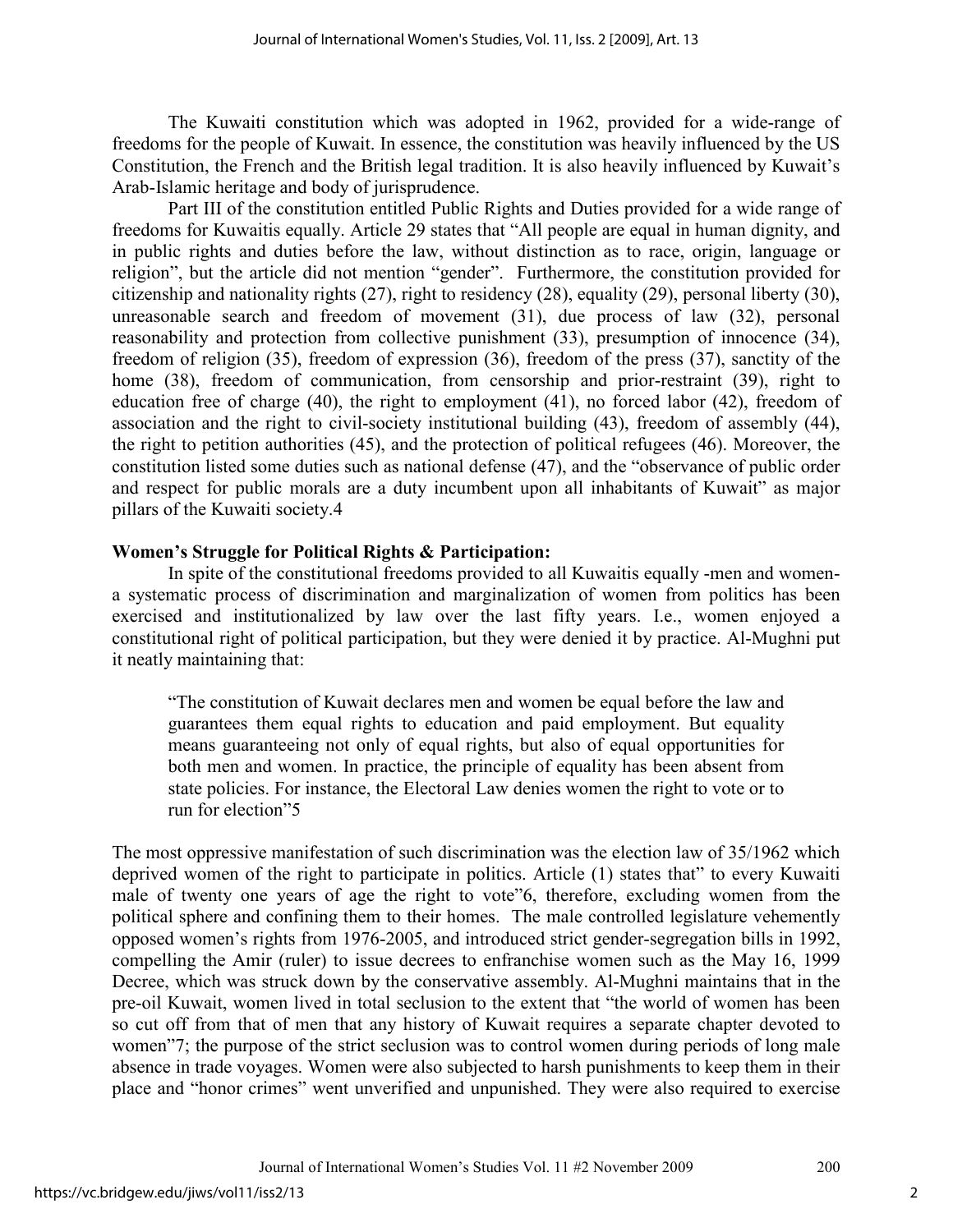The Kuwaiti constitution which was adopted in 1962, provided for a wide-range of freedoms for the people of Kuwait. In essence, the constitution was heavily influenced by the US Constitution, the French and the British legal tradition. It is also heavily influenced by Kuwait's Arab-Islamic heritage and body of jurisprudence.

Part III of the constitution entitled Public Rights and Duties provided for a wide range of freedoms for Kuwaitis equally. Article 29 states that "All people are equal in human dignity, and in public rights and duties before the law, without distinction as to race, origin, language or religion", but the article did not mention "gender". Furthermore, the constitution provided for citizenship and nationality rights (27), right to residency (28), equality (29), personal liberty (30), unreasonable search and freedom of movement (31), due process of law (32), personal reasonability and protection from collective punishment (33), presumption of innocence (34), freedom of religion (35), freedom of expression (36), freedom of the press (37), sanctity of the home (38), freedom of communication, from censorship and prior-restraint (39), right to education free of charge (40), the right to employment (41), no forced labor (42), freedom of association and the right to civil-society institutional building (43), freedom of assembly (44), the right to petition authorities (45), and the protection of political refugees (46). Moreover, the constitution listed some duties such as national defense (47), and the "observance of public order and respect for public morals are a duty incumbent upon all inhabitants of Kuwait" as major pillars of the Kuwaiti society.[4]

**Women's Struggle for Political Rights & Participation:**

In spite of the constitutional freedoms provided to all Kuwaitis equally -men and women- a systematic process of discrimination and marginalization of women from politics has been exercised and institutionalized by law over the last fifty years. I.e., women enjoyed a constitutional right of political participation, but they were denied it by practice. Al-Mughni put it neatly maintaining that:

> "The constitution of Kuwait declares men and women be equal before the law and guarantees them equal rights to education and paid employment. But equality means guaranteeing not only of equal rights, but also of equal opportunities for both men and women. In practice, the principle of equality has been absent from state policies. For instance, the Electoral Law denies women the right to vote or to run for election"[5]

The most oppressive manifestation of such discrimination was the election law of 35/1962 which deprived women of the right to participate in politics. Article (1) states that" to every Kuwaiti male of twenty one years of age the right to vote"[6], therefore, excluding women from the political sphere and confining them to their homes. The male controlled legislature vehemently opposed women's rights from 1976-2005, and introduced strict gender-segregation bills in 1992, compelling the Amir (ruler) to issue decrees to enfranchise women such as the May 16, 1999 Decree, which was struck down by the conservative assembly. Al-Mughni maintains that in the pre-oil Kuwait, women lived in total seclusion to the extent that "the world of women has been so cut off from that of men that any history of Kuwait requires a separate chapter devoted to women"[7]; the purpose of the strict seclusion was to control women during periods of long male absence in trade voyages. Women were also subjected to harsh punishments to keep them in their place and "honor crimes" went unverified and unpunished. They were also required to exercise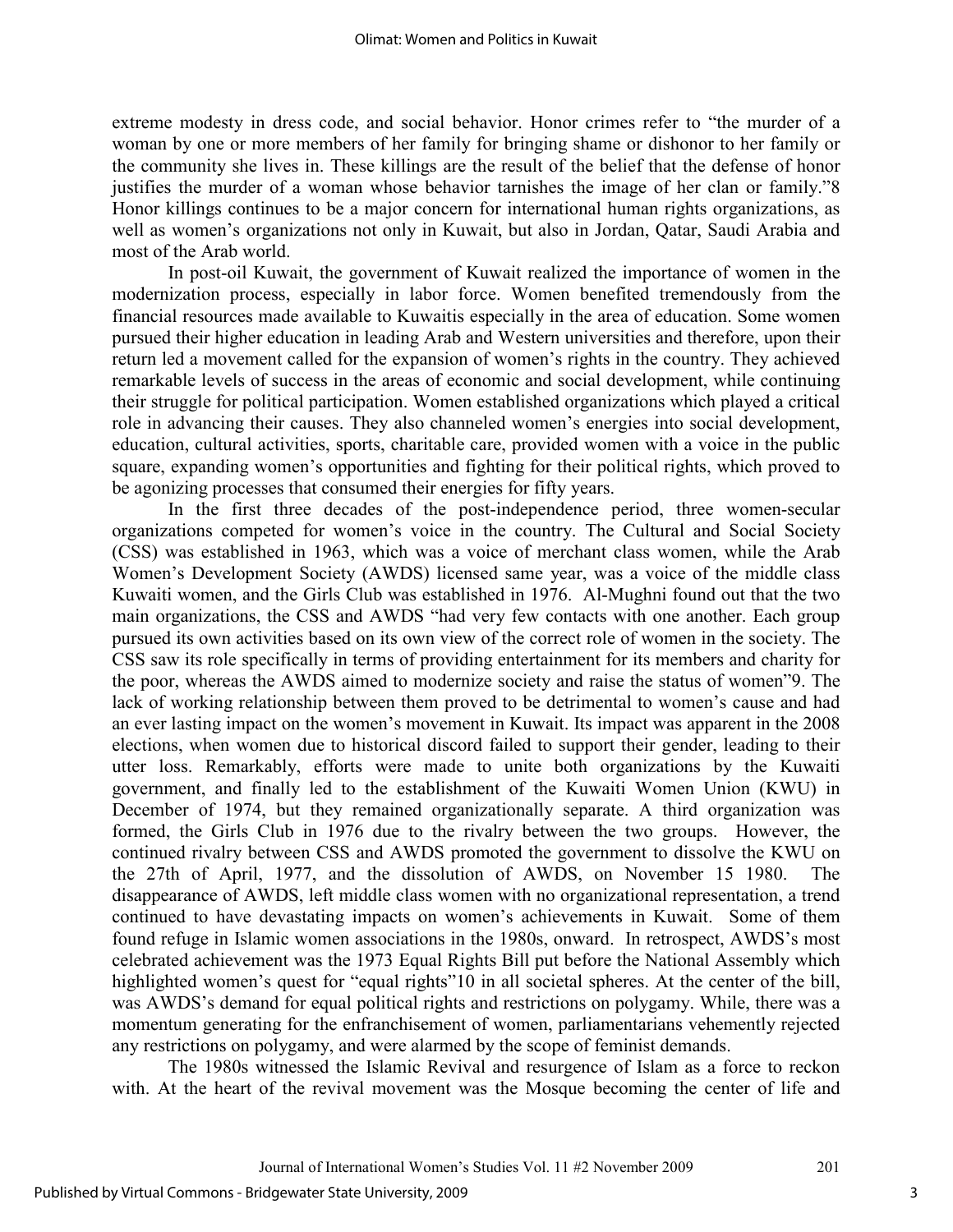extreme modesty in dress code, and social behavior. Honor crimes refer to "the murder of a woman by one or more members of her family for bringing shame or dishonor to her family or the community she lives in. These killings are the result of the belief that the defense of honor justifies the murder of a woman whose behavior tarnishes the image of her clan or family."[8] Honor killings continues to be a major concern for international human rights organizations, as well as women's organizations not only in Kuwait, but also in Jordan, Qatar, Saudi Arabia and most of the Arab world.

In post-oil Kuwait, the government of Kuwait realized the importance of women in the modernization process, especially in labor force. Women benefited tremendously from the financial resources made available to Kuwaitis especially in the area of education. Some women pursued their higher education in leading Arab and Western universities and therefore, upon their return led a movement called for the expansion of women's rights in the country. They achieved remarkable levels of success in the areas of economic and social development, while continuing their struggle for political participation. Women established organizations which played a critical role in advancing their causes. They also channeled women's energies into social development, education, cultural activities, sports, charitable care, provided women with a voice in the public square, expanding women's opportunities and fighting for their political rights, which proved to be agonizing processes that consumed their energies for fifty years.

In the first three decades of the post-independence period, three women-secular organizations competed for women's voice in the country. The Cultural and Social Society (CSS) was established in 1963, which was a voice of merchant class women, while the Arab Women's Development Society (AWDS) licensed same year, was a voice of the middle class Kuwaiti women, and the Girls Club was established in 1976. Al-Mughni found out that the two main organizations, the CSS and AWDS "had very few contacts with one another. Each group pursued its own activities based on its own view of the correct role of women in the society. The CSS saw its role specifically in terms of providing entertainment for its members and charity for the poor, whereas the AWDS aimed to modernize society and raise the status of women"[9]. The lack of working relationship between them proved to be detrimental to women's cause and had an ever lasting impact on the women's movement in Kuwait. Its impact was apparent in the 2008 elections, when women due to historical discord failed to support their gender, leading to their utter loss. Remarkably, efforts were made to unite both organizations by the Kuwaiti government, and finally led to the establishment of the Kuwaiti Women Union (KWU) in December of 1974, but they remained organizationally separate. A third organization was formed, the Girls Club in 1976 due to the rivalry between the two groups. However, the continued rivalry between CSS and AWDS promoted the government to dissolve the KWU on the 27th of April, 1977, and the dissolution of AWDS, on November 15 1980. The disappearance of AWDS, left middle class women with no organizational representation, a trend continued to have devastating impacts on women's achievements in Kuwait. Some of them found refuge in Islamic women associations in the 1980s, onward. In retrospect, AWDS's most celebrated achievement was the 1973 Equal Rights Bill put before the National Assembly which highlighted women's quest for "equal rights"[10] in all societal spheres. At the center of the bill, was AWDS's demand for equal political rights and restrictions on polygamy. While, there was a momentum generating for the enfranchisement of women, parliamentarians vehemently rejected any restrictions on polygamy, and were alarmed by the scope of feminist demands.

The 1980s witnessed the Islamic Revival and resurgence of Islam as a force to reckon with. At the heart of the revival movement was the Mosque becoming the center of life and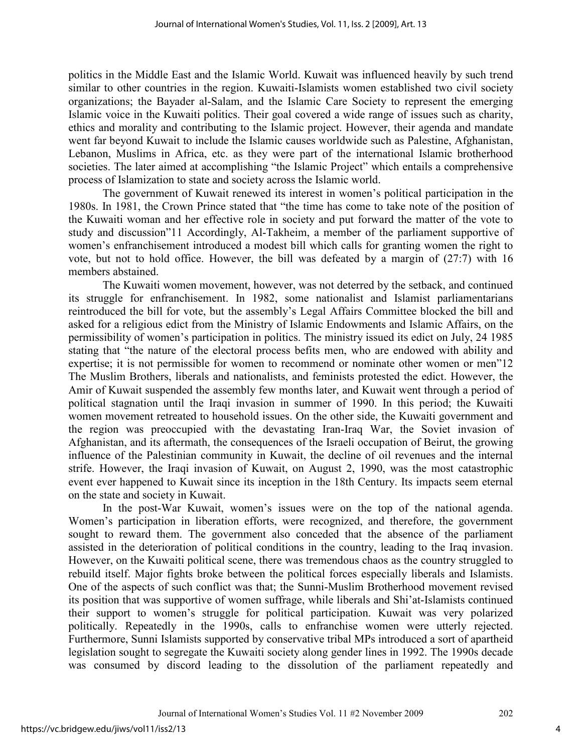politics in the Middle East and the Islamic World. Kuwait was influenced heavily by such trend similar to other countries in the region. Kuwaiti-Islamists women established two civil society organizations; the Bayader al-Salam, and the Islamic Care Society to represent the emerging Islamic voice in the Kuwaiti politics. Their goal covered a wide range of issues such as charity, ethics and morality and contributing to the Islamic project. However, their agenda and mandate went far beyond Kuwait to include the Islamic causes worldwide such as Palestine, Afghanistan, Lebanon, Muslims in Africa, etc. as they were part of the international Islamic brotherhood societies. The later aimed at accomplishing "the Islamic Project" which entails a comprehensive process of Islamization to state and society across the Islamic world.

The government of Kuwait renewed its interest in women's political participation in the 1980s. In 1981, the Crown Prince stated that "the time has come to take note of the position of the Kuwaiti woman and her effective role in society and put forward the matter of the vote to study and discussion"11 Accordingly, Al-Takheim, a member of the parliament supportive of women's enfranchisement introduced a modest bill which calls for granting women the right to vote, but not to hold office. However, the bill was defeated by a margin of (27:7) with 16 members abstained.

The Kuwaiti women movement, however, was not deterred by the setback, and continued its struggle for enfranchisement. In 1982, some nationalist and Islamist parliamentarians reintroduced the bill for vote, but the assembly's Legal Affairs Committee blocked the bill and asked for a religious edict from the Ministry of Islamic Endowments and Islamic Affairs, on the permissibility of women's participation in politics. The ministry issued its edict on July, 24 1985 stating that "the nature of the electoral process befits men, who are endowed with ability and expertise; it is not permissible for women to recommend or nominate other women or men"12 The Muslim Brothers, liberals and nationalists, and feminists protested the edict. However, the Amir of Kuwait suspended the assembly few months later, and Kuwait went through a period of political stagnation until the Iraqi invasion in summer of 1990. In this period; the Kuwaiti women movement retreated to household issues. On the other side, the Kuwaiti government and the region was preoccupied with the devastating Iran-Iraq War, the Soviet invasion of Afghanistan, and its aftermath, the consequences of the Israeli occupation of Beirut, the growing influence of the Palestinian community in Kuwait, the decline of oil revenues and the internal strife. However, the Iraqi invasion of Kuwait, on August 2, 1990, was the most catastrophic event ever happened to Kuwait since its inception in the 18th Century. Its impacts seem eternal on the state and society in Kuwait.

In the post-War Kuwait, women's issues were on the top of the national agenda. Women's participation in liberation efforts, were recognized, and therefore, the government sought to reward them. The government also conceded that the absence of the parliament assisted in the deterioration of political conditions in the country, leading to the Iraq invasion. However, on the Kuwaiti political scene, there was tremendous chaos as the country struggled to rebuild itself. Major fights broke between the political forces especially liberals and Islamists. One of the aspects of such conflict was that; the Sunni-Muslim Brotherhood movement revised its position that was supportive of women suffrage, while liberals and Shi'at-Islamists continued their support to women's struggle for political participation. Kuwait was very polarized politically. Repeatedly in the 1990s, calls to enfranchise women were utterly rejected. Furthermore, Sunni Islamists supported by conservative tribal MPs introduced a sort of apartheid legislation sought to segregate the Kuwaiti society along gender lines in 1992. The 1990s decade was consumed by discord leading to the dissolution of the parliament repeatedly and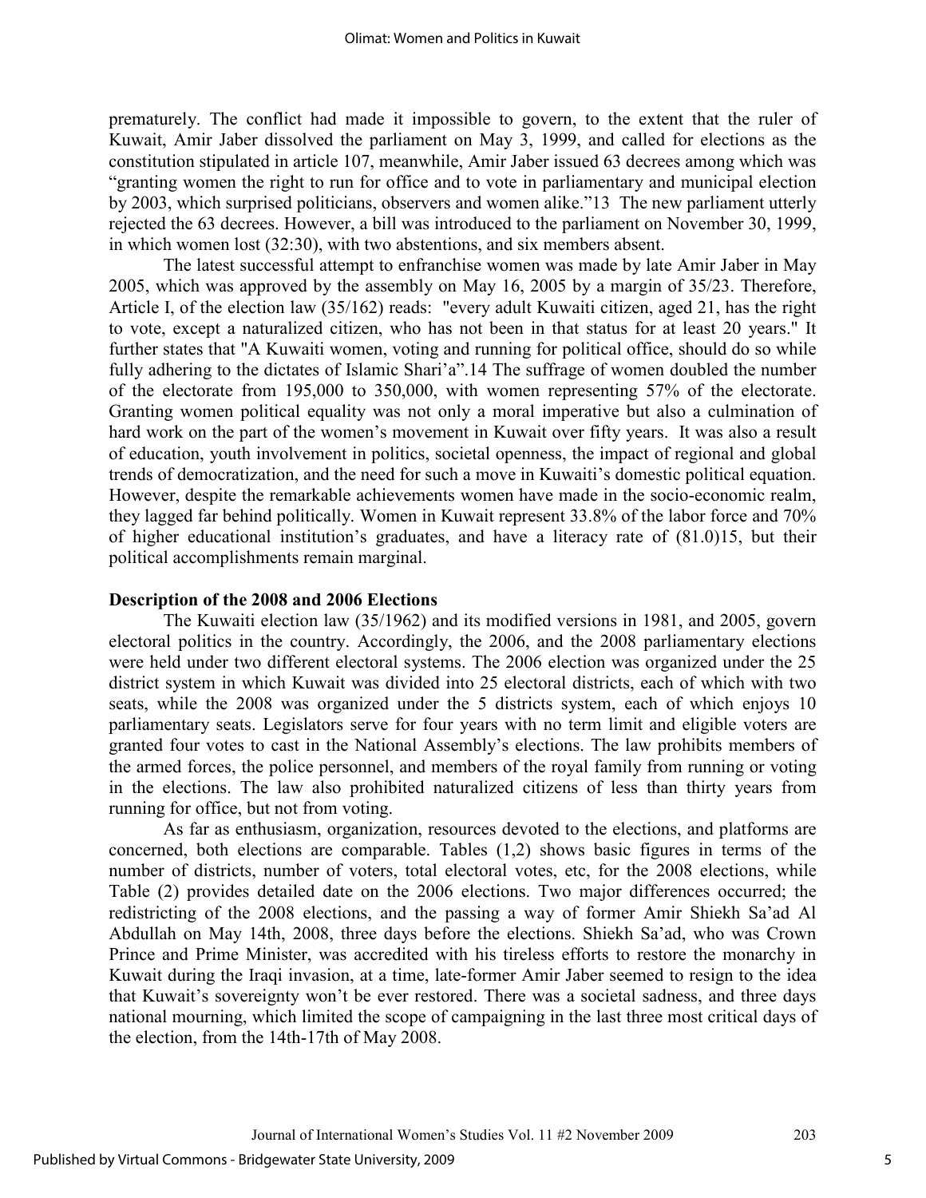prematurely. The conflict had made it impossible to govern, to the extent that the ruler of Kuwait, Amir Jaber dissolved the parliament on May 3, 1999, and called for elections as the constitution stipulated in article 107, meanwhile, Amir Jaber issued 63 decrees among which was "granting women the right to run for office and to vote in parliamentary and municipal election by 2003, which surprised politicians, observers and women alike."13 The new parliament utterly rejected the 63 decrees. However, a bill was introduced to the parliament on November 30, 1999, in which women lost (32:30), with two abstentions, and six members absent.

The latest successful attempt to enfranchise women was made by late Amir Jaber in May 2005, which was approved by the assembly on May 16, 2005 by a margin of 35/23. Therefore, Article I, of the election law (35/162) reads: "every adult Kuwaiti citizen, aged 21, has the right to vote, except a naturalized citizen, who has not been in that status for at least 20 years." It further states that "A Kuwaiti women, voting and running for political office, should do so while fully adhering to the dictates of Islamic Shari'a".14 The suffrage of women doubled the number of the electorate from 195,000 to 350,000, with women representing 57% of the electorate. Granting women political equality was not only a moral imperative but also a culmination of hard work on the part of the women's movement in Kuwait over fifty years. It was also a result of education, youth involvement in politics, societal openness, the impact of regional and global trends of democratization, and the need for such a move in Kuwaiti's domestic political equation. However, despite the remarkable achievements women have made in the socio-economic realm, they lagged far behind politically. Women in Kuwait represent 33.8% of the labor force and 70% of higher educational institution's graduates, and have a literacy rate of (81.0)15, but their political accomplishments remain marginal.

## Description of the 2008 and 2006 Elections

The Kuwaiti election law (35/1962) and its modified versions in 1981, and 2005, govern electoral politics in the country. Accordingly, the 2006, and the 2008 parliamentary elections were held under two different electoral systems. The 2006 election was organized under the 25 district system in which Kuwait was divided into 25 electoral districts, each of which with two seats, while the 2008 was organized under the 5 districts system, each of which enjoys 10 parliamentary seats. Legislators serve for four years with no term limit and eligible voters are granted four votes to cast in the National Assembly's elections. The law prohibits members of the armed forces, the police personnel, and members of the royal family from running or voting in the elections. The law also prohibited naturalized citizens of less than thirty years from running for office, but not from voting.

As far as enthusiasm, organization, resources devoted to the elections, and platforms are concerned, both elections are comparable. Tables (1,2) shows basic figures in terms of the number of districts, number of voters, total electoral votes, etc, for the 2008 elections, while Table (2) provides detailed date on the 2006 elections. Two major differences occurred; the redistricting of the 2008 elections, and the passing a way of former Amir Shiekh Sa'ad Al Abdullah on May 14th, 2008, three days before the elections. Shiekh Sa'ad, who was Crown Prince and Prime Minister, was accredited with his tireless efforts to restore the monarchy in Kuwait during the Iraqi invasion, at a time, late-former Amir Jaber seemed to resign to the idea that Kuwait's sovereignty won't be ever restored. There was a societal sadness, and three days national mourning, which limited the scope of campaigning in the last three most critical days of the election, from the 14th-17th of May 2008.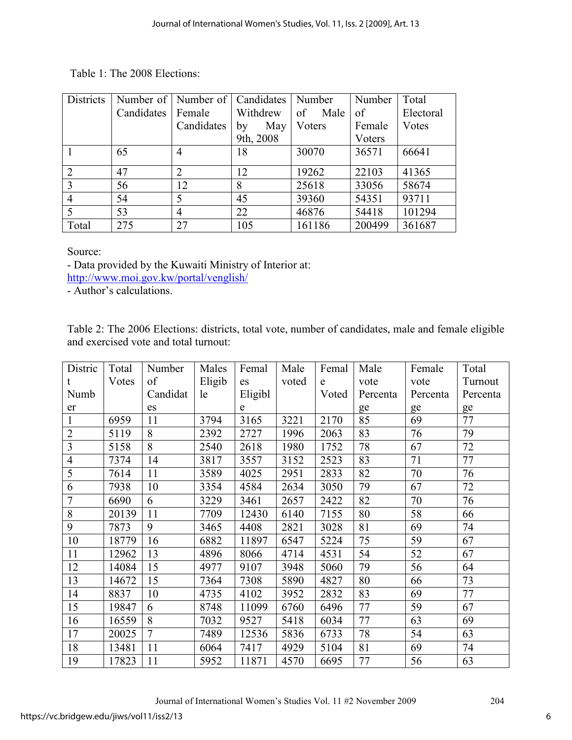Table 1: The 2008 Elections:

| Districts | Number of Candidates | Number of Female Candidates | Candidates Withdrew by May 9th, 2008 | Number of Male Voters | Number of Female Voters | Total Electoral Votes |
|---|---|---|---|---|---|---|
| 1 | 65 | 4 | 18 | 30070 | 36571 | 66641 |
| 2 | 47 | 2 | 12 | 19262 | 22103 | 41365 |
| 3 | 56 | 12 | 8 | 25618 | 33056 | 58674 |
| 4 | 54 | 5 | 45 | 39360 | 54351 | 93711 |
| 5 | 53 | 4 | 22 | 46876 | 54418 | 101294 |
| Total | 275 | 27 | 105 | 161186 | 200499 | 361687 |

Source:
- Data provided by the Kuwaiti Ministry of Interior at: http://www.moi.gov.kw/portal/venglish/
- Author's calculations.

Table 2: The 2006 Elections: districts, total vote, number of candidates, male and female eligible and exercised vote and total turnout:

| District Number | Total Votes | Number of Candidates | Males Eligible | Females Eligible | Male voted | Female Voted | Male vote Percentage | Female vote Percentage | Total Turnout Percentage |
|---|---|---|---|---|---|---|---|---|---|
| 1 | 6959 | 11 | 3794 | 3165 | 3221 | 2170 | 85 | 69 | 77 |
| 2 | 5119 | 8 | 2392 | 2727 | 1996 | 2063 | 83 | 76 | 79 |
| 3 | 5158 | 8 | 2540 | 2618 | 1980 | 1752 | 78 | 67 | 72 |
| 4 | 7374 | 14 | 3817 | 3557 | 3152 | 2523 | 83 | 71 | 77 |
| 5 | 7614 | 11 | 3589 | 4025 | 2951 | 2833 | 82 | 70 | 76 |
| 6 | 7938 | 10 | 3354 | 4584 | 2634 | 3050 | 79 | 67 | 72 |
| 7 | 6690 | 6 | 3229 | 3461 | 2657 | 2422 | 82 | 70 | 76 |
| 8 | 20139 | 11 | 7709 | 12430 | 6140 | 7155 | 80 | 58 | 66 |
| 9 | 7873 | 9 | 3465 | 4408 | 2821 | 3028 | 81 | 69 | 74 |
| 10 | 18779 | 16 | 6882 | 11897 | 6547 | 5224 | 75 | 59 | 67 |
| 11 | 12962 | 13 | 4896 | 8066 | 4714 | 4531 | 54 | 52 | 67 |
| 12 | 14084 | 15 | 4977 | 9107 | 3948 | 5060 | 79 | 56 | 64 |
| 13 | 14672 | 15 | 7364 | 7308 | 5890 | 4827 | 80 | 66 | 73 |
| 14 | 8837 | 10 | 4735 | 4102 | 3952 | 2832 | 83 | 69 | 77 |
| 15 | 19847 | 6 | 8748 | 11099 | 6760 | 6496 | 77 | 59 | 67 |
| 16 | 16559 | 8 | 7032 | 9527 | 5418 | 6034 | 77 | 63 | 69 |
| 17 | 20025 | 7 | 7489 | 12536 | 5836 | 6733 | 78 | 54 | 63 |
| 18 | 13481 | 11 | 6064 | 7417 | 4929 | 5104 | 81 | 69 | 74 |
| 19 | 17823 | 11 | 5952 | 11871 | 4570 | 6695 | 77 | 56 | 63 |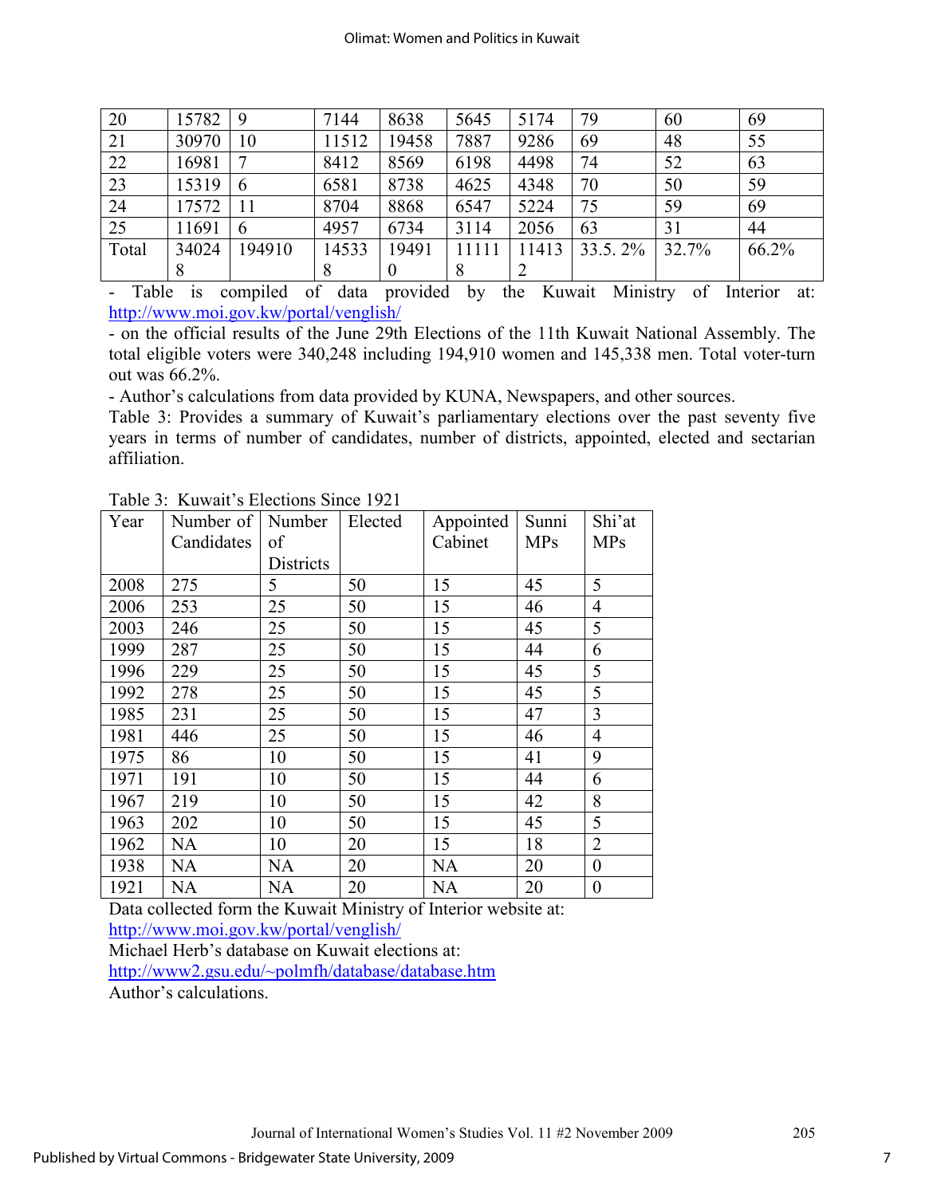| 20 | 15782 | 9 | 7144 | 8638 | 5645 | 5174 | 79 | 60 | 69 |
|---|---|---|---|---|---|---|---|---|---|
| 21 | 30970 | 10 | 11512 | 19458 | 7887 | 9286 | 69 | 48 | 55 |
| 22 | 16981 | 7 | 8412 | 8569 | 6198 | 4498 | 74 | 52 | 63 |
| 23 | 15319 | 6 | 6581 | 8738 | 4625 | 4348 | 70 | 50 | 59 |
| 24 | 17572 | 11 | 8704 | 8868 | 6547 | 5224 | 75 | 59 | 69 |
| 25 | 11691 | 6 | 4957 | 6734 | 3114 | 2056 | 63 | 31 | 44 |
| Total | 340248 | 194910 | 145338 | 194910 | 111118 | 114132 | 33.5. 2% | 32.7% | 66.2% |

- Table is compiled of data provided by the Kuwait Ministry of Interior at: http://www.moi.gov.kw/portal/venglish/
- on the official results of the June 29th Elections of the 11th Kuwait National Assembly. The total eligible voters were 340,248 including 194,910 women and 145,338 men. Total voter-turn out was 66.2%.
- Author's calculations from data provided by KUNA, Newspapers, and other sources.

Table 3: Provides a summary of Kuwait's parliamentary elections over the past seventy five years in terms of number of candidates, number of districts, appointed, elected and sectarian affiliation.

Table 3: Kuwait's Elections Since 1921

| Year | Number of Candidates | Number of Districts | Elected | Appointed Cabinet | Sunni MPs | Shi'at MPs |
|---|---|---|---|---|---|---|
| 2008 | 275 | 5 | 50 | 15 | 45 | 5 |
| 2006 | 253 | 25 | 50 | 15 | 46 | 4 |
| 2003 | 246 | 25 | 50 | 15 | 45 | 5 |
| 1999 | 287 | 25 | 50 | 15 | 44 | 6 |
| 1996 | 229 | 25 | 50 | 15 | 45 | 5 |
| 1992 | 278 | 25 | 50 | 15 | 45 | 5 |
| 1985 | 231 | 25 | 50 | 15 | 47 | 3 |
| 1981 | 446 | 25 | 50 | 15 | 46 | 4 |
| 1975 | 86 | 10 | 50 | 15 | 41 | 9 |
| 1971 | 191 | 10 | 50 | 15 | 44 | 6 |
| 1967 | 219 | 10 | 50 | 15 | 42 | 8 |
| 1963 | 202 | 10 | 50 | 15 | 45 | 5 |
| 1962 | NA | 10 | 20 | 15 | 18 | 2 |
| 1938 | NA | NA | 20 | NA | 20 | 0 |
| 1921 | NA | NA | 20 | NA | 20 | 0 |

Data collected form the Kuwait Ministry of Interior website at:
http://www.moi.gov.kw/portal/venglish/
Michael Herb's database on Kuwait elections at:
http://www2.gsu.edu/~polmfh/database/database.htm
Author's calculations.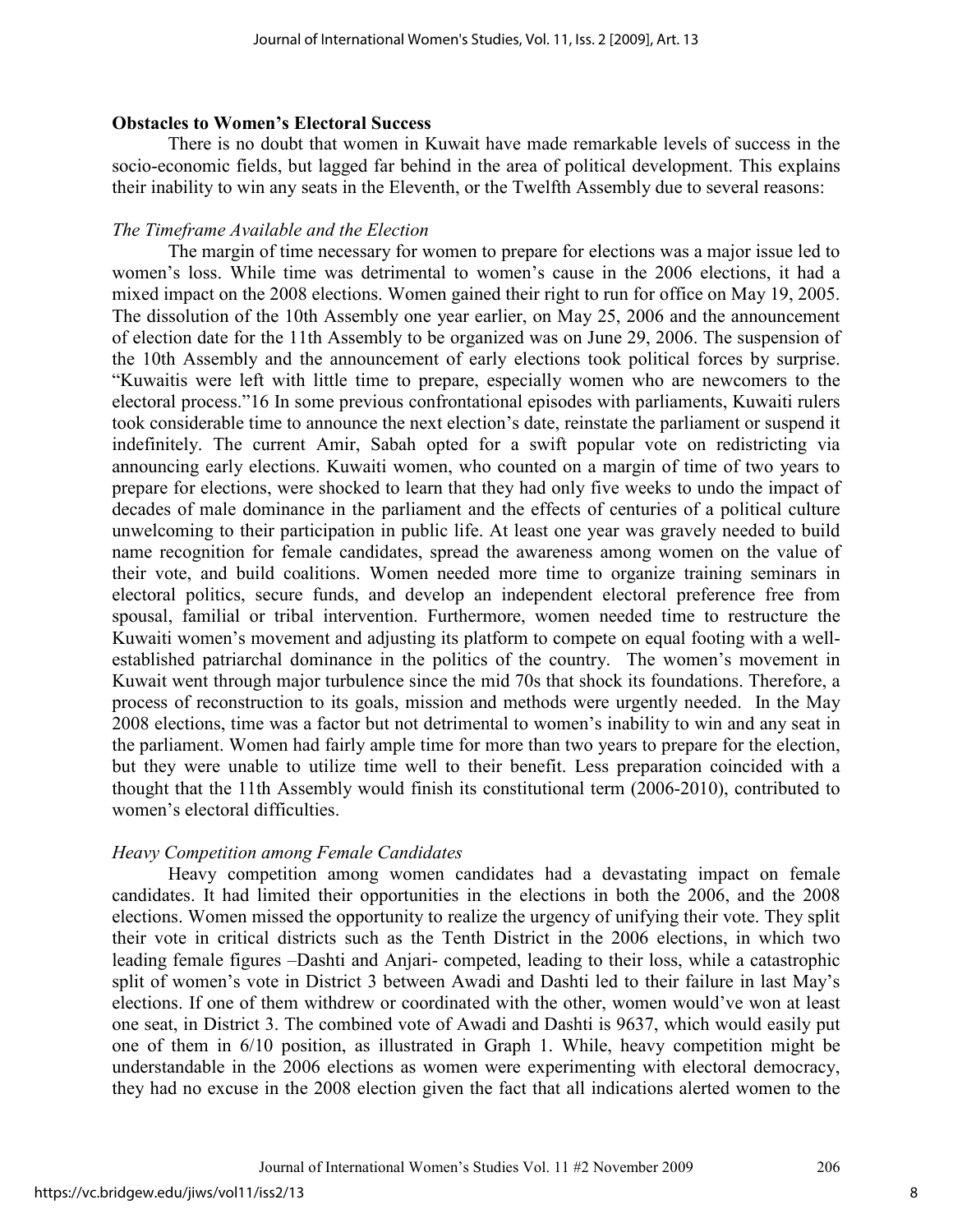**Obstacles to Women's Electoral Success**

There is no doubt that women in Kuwait have made remarkable levels of success in the socio-economic fields, but lagged far behind in the area of political development. This explains their inability to win any seats in the Eleventh, or the Twelfth Assembly due to several reasons:

*The Timeframe Available and the Election*

The margin of time necessary for women to prepare for elections was a major issue led to women's loss. While time was detrimental to women's cause in the 2006 elections, it had a mixed impact on the 2008 elections. Women gained their right to run for office on May 19, 2005. The dissolution of the 10th Assembly one year earlier, on May 25, 2006 and the announcement of election date for the 11th Assembly to be organized was on June 29, 2006. The suspension of the 10th Assembly and the announcement of early elections took political forces by surprise. "Kuwaitis were left with little time to prepare, especially women who are newcomers to the electoral process."16 In some previous confrontational episodes with parliaments, Kuwaiti rulers took considerable time to announce the next election's date, reinstate the parliament or suspend it indefinitely. The current Amir, Sabah opted for a swift popular vote on redistricting via announcing early elections. Kuwaiti women, who counted on a margin of time of two years to prepare for elections, were shocked to learn that they had only five weeks to undo the impact of decades of male dominance in the parliament and the effects of centuries of a political culture unwelcoming to their participation in public life. At least one year was gravely needed to build name recognition for female candidates, spread the awareness among women on the value of their vote, and build coalitions. Women needed more time to organize training seminars in electoral politics, secure funds, and develop an independent electoral preference free from spousal, familial or tribal intervention. Furthermore, women needed time to restructure the Kuwaiti women's movement and adjusting its platform to compete on equal footing with a well-established patriarchal dominance in the politics of the country. The women's movement in Kuwait went through major turbulence since the mid 70s that shock its foundations. Therefore, a process of reconstruction to its goals, mission and methods were urgently needed. In the May 2008 elections, time was a factor but not detrimental to women's inability to win and any seat in the parliament. Women had fairly ample time for more than two years to prepare for the election, but they were unable to utilize time well to their benefit. Less preparation coincided with a thought that the 11th Assembly would finish its constitutional term (2006-2010), contributed to women's electoral difficulties.

*Heavy Competition among Female Candidates*

Heavy competition among women candidates had a devastating impact on female candidates. It had limited their opportunities in the elections in both the 2006, and the 2008 elections. Women missed the opportunity to realize the urgency of unifying their vote. They split their vote in critical districts such as the Tenth District in the 2006 elections, in which two leading female figures –Dashti and Anjari- competed, leading to their loss, while a catastrophic split of women's vote in District 3 between Awadi and Dashti led to their failure in last May's elections. If one of them withdrew or coordinated with the other, women would've won at least one seat, in District 3. The combined vote of Awadi and Dashti is 9637, which would easily put one of them in 6/10 position, as illustrated in Graph 1. While, heavy competition might be understandable in the 2006 elections as women were experimenting with electoral democracy, they had no excuse in the 2008 election given the fact that all indications alerted women to the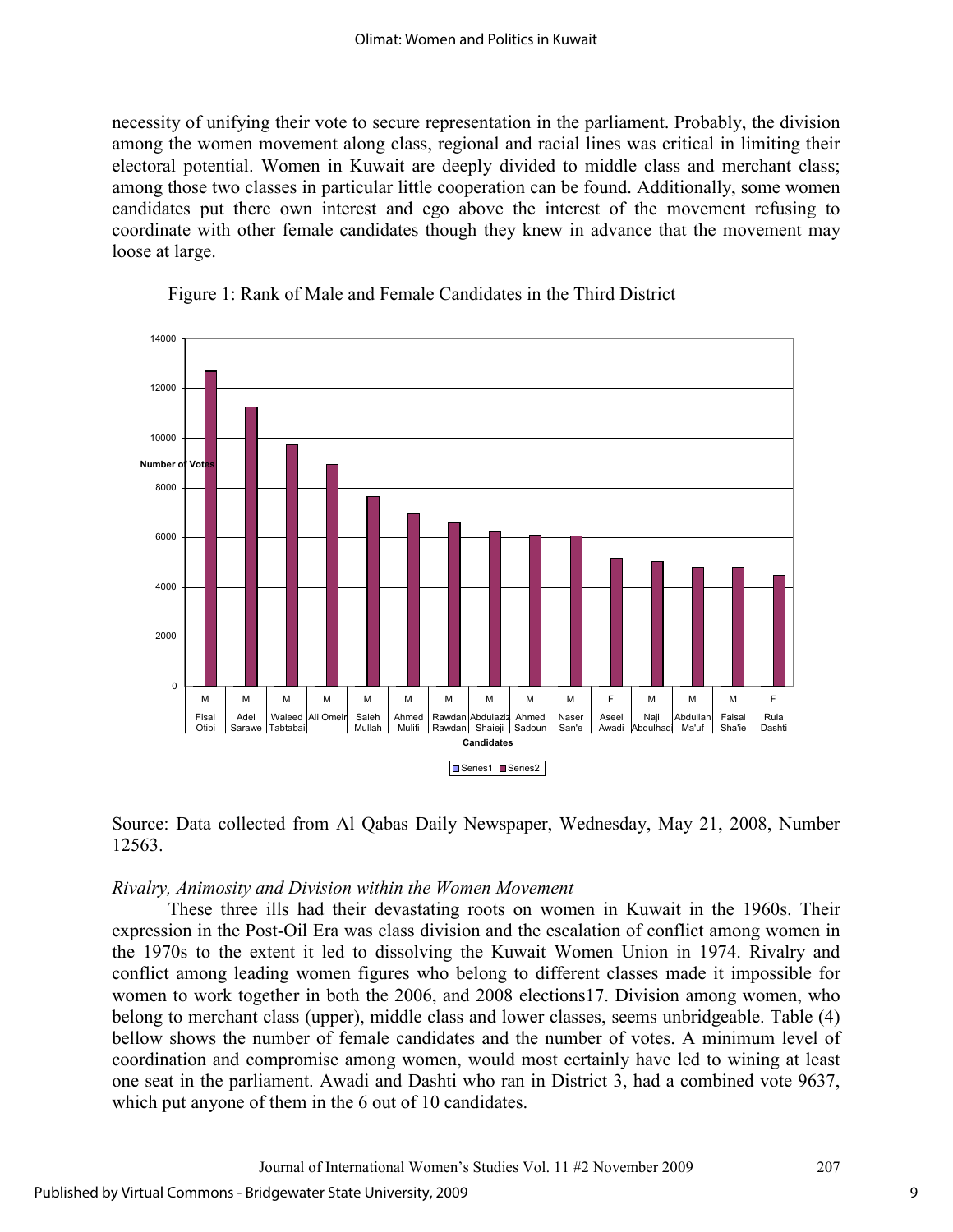necessity of unifying their vote to secure representation in the parliament. Probably, the division among the women movement along class, regional and racial lines was critical in limiting their electoral potential. Women in Kuwait are deeply divided to middle class and merchant class; among those two classes in particular little cooperation can be found. Additionally, some women candidates put there own interest and ego above the interest of the movement refusing to coordinate with other female candidates though they knew in advance that the movement may loose at large.

Figure 1: Rank of Male and Female Candidates in the Third District

Source: Data collected from Al Qabas Daily Newspaper, Wednesday, May 21, 2008, Number 12563.

*Rivalry, Animosity and Division within the Women Movement*

These three ills had their devastating roots on women in Kuwait in the 1960s. Their expression in the Post-Oil Era was class division and the escalation of conflict among women in the 1970s to the extent it led to dissolving the Kuwait Women Union in 1974. Rivalry and conflict among leading women figures who belong to different classes made it impossible for women to work together in both the 2006, and 2008 elections17. Division among women, who belong to merchant class (upper), middle class and lower classes, seems unbridgeable. Table (4) bellow shows the number of female candidates and the number of votes. A minimum level of coordination and compromise among women, would most certainly have led to wining at least one seat in the parliament. Awadi and Dashti who ran in District 3, had a combined vote 9637, which put anyone of them in the 6 out of 10 candidates.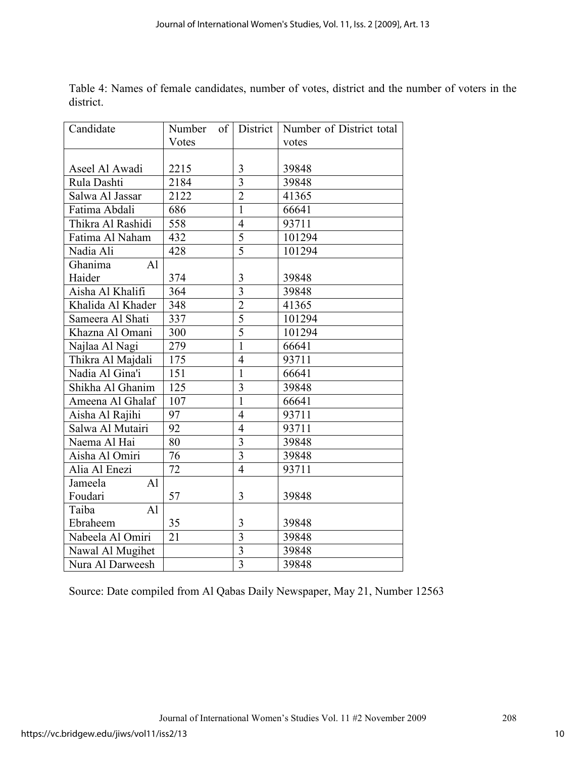Table 4: Names of female candidates, number of votes, district and the number of voters in the district.

| Candidate | Number of Votes | District | Number of District total votes |
|---|---|---|---|
| Aseel Al Awadi | 2215 | 3 | 39848 |
| Rula Dashti | 2184 | 3 | 39848 |
| Salwa Al Jassar | 2122 | 2 | 41365 |
| Fatima Abdali | 686 | 1 | 66641 |
| Thikra Al Rashidi | 558 | 4 | 93711 |
| Fatima Al Naham | 432 | 5 | 101294 |
| Nadia Ali | 428 | 5 | 101294 |
| Ghanima Al Haider | 374 | 3 | 39848 |
| Aisha Al Khalifi | 364 | 3 | 39848 |
| Khalida Al Khader | 348 | 2 | 41365 |
| Sameera Al Shati | 337 | 5 | 101294 |
| Khazna Al Omani | 300 | 5 | 101294 |
| Najlaa Al Nagi | 279 | 1 | 66641 |
| Thikra Al Majdali | 175 | 4 | 93711 |
| Nadia Al Gina'i | 151 | 1 | 66641 |
| Shikha Al Ghanim | 125 | 3 | 39848 |
| Ameena Al Ghalaf | 107 | 1 | 66641 |
| Aisha Al Rajihi | 97 | 4 | 93711 |
| Salwa Al Mutairi | 92 | 4 | 93711 |
| Naema Al Hai | 80 | 3 | 39848 |
| Aisha Al Omiri | 76 | 3 | 39848 |
| Alia Al Enezi | 72 | 4 | 93711 |
| Jameela Al Foudari | 57 | 3 | 39848 |
| Taiba Al Ebraheem | 35 | 3 | 39848 |
| Nabeela Al Omiri | 21 | 3 | 39848 |
| Nawal Al Mugihet | | 3 | 39848 |
| Nura Al Darweesh | | 3 | 39848 |

Source: Date compiled from Al Qabas Daily Newspaper, May 21, Number 12563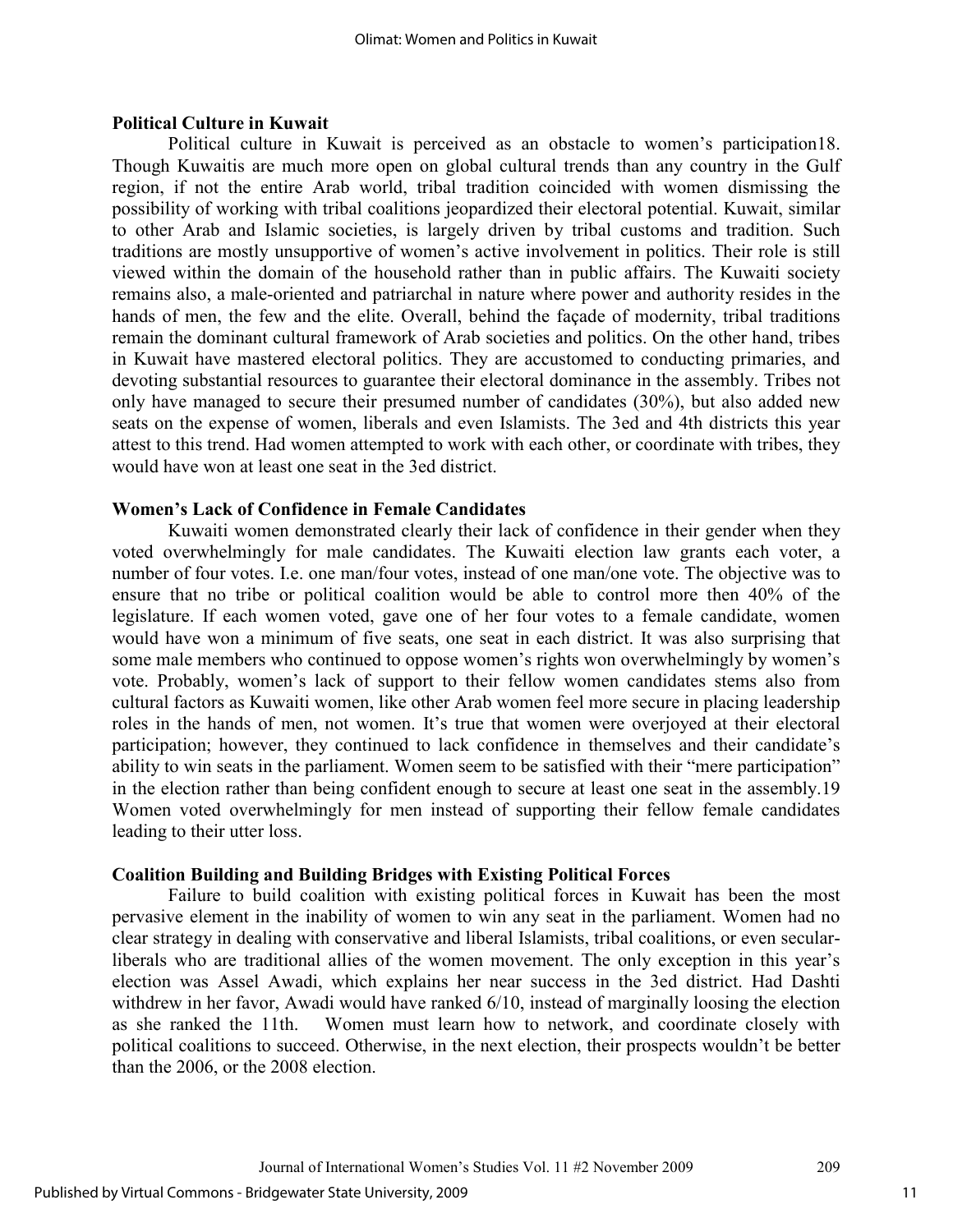### Political Culture in Kuwait

Political culture in Kuwait is perceived as an obstacle to women's participation18. Though Kuwaitis are much more open on global cultural trends than any country in the Gulf region, if not the entire Arab world, tribal tradition coincided with women dismissing the possibility of working with tribal coalitions jeopardized their electoral potential. Kuwait, similar to other Arab and Islamic societies, is largely driven by tribal customs and tradition. Such traditions are mostly unsupportive of women's active involvement in politics. Their role is still viewed within the domain of the household rather than in public affairs. The Kuwaiti society remains also, a male-oriented and patriarchal in nature where power and authority resides in the hands of men, the few and the elite. Overall, behind the façade of modernity, tribal traditions remain the dominant cultural framework of Arab societies and politics. On the other hand, tribes in Kuwait have mastered electoral politics. They are accustomed to conducting primaries, and devoting substantial resources to guarantee their electoral dominance in the assembly. Tribes not only have managed to secure their presumed number of candidates (30%), but also added new seats on the expense of women, liberals and even Islamists. The 3ed and 4th districts this year attest to this trend. Had women attempted to work with each other, or coordinate with tribes, they would have won at least one seat in the 3ed district.

### Women's Lack of Confidence in Female Candidates

Kuwaiti women demonstrated clearly their lack of confidence in their gender when they voted overwhelmingly for male candidates. The Kuwaiti election law grants each voter, a number of four votes. I.e. one man/four votes, instead of one man/one vote. The objective was to ensure that no tribe or political coalition would be able to control more then 40% of the legislature. If each women voted, gave one of her four votes to a female candidate, women would have won a minimum of five seats, one seat in each district. It was also surprising that some male members who continued to oppose women's rights won overwhelmingly by women's vote. Probably, women's lack of support to their fellow women candidates stems also from cultural factors as Kuwaiti women, like other Arab women feel more secure in placing leadership roles in the hands of men, not women. It's true that women were overjoyed at their electoral participation; however, they continued to lack confidence in themselves and their candidate's ability to win seats in the parliament. Women seem to be satisfied with their "mere participation" in the election rather than being confident enough to secure at least one seat in the assembly.19 Women voted overwhelmingly for men instead of supporting their fellow female candidates leading to their utter loss.

### Coalition Building and Building Bridges with Existing Political Forces

Failure to build coalition with existing political forces in Kuwait has been the most pervasive element in the inability of women to win any seat in the parliament. Women had no clear strategy in dealing with conservative and liberal Islamists, tribal coalitions, or even secular-liberals who are traditional allies of the women movement. The only exception in this year's election was Assel Awadi, which explains her near success in the 3ed district. Had Dashti withdrew in her favor, Awadi would have ranked 6/10, instead of marginally loosing the election as she ranked the 11th. Women must learn how to network, and coordinate closely with political coalitions to succeed. Otherwise, in the next election, their prospects wouldn't be better than the 2006, or the 2008 election.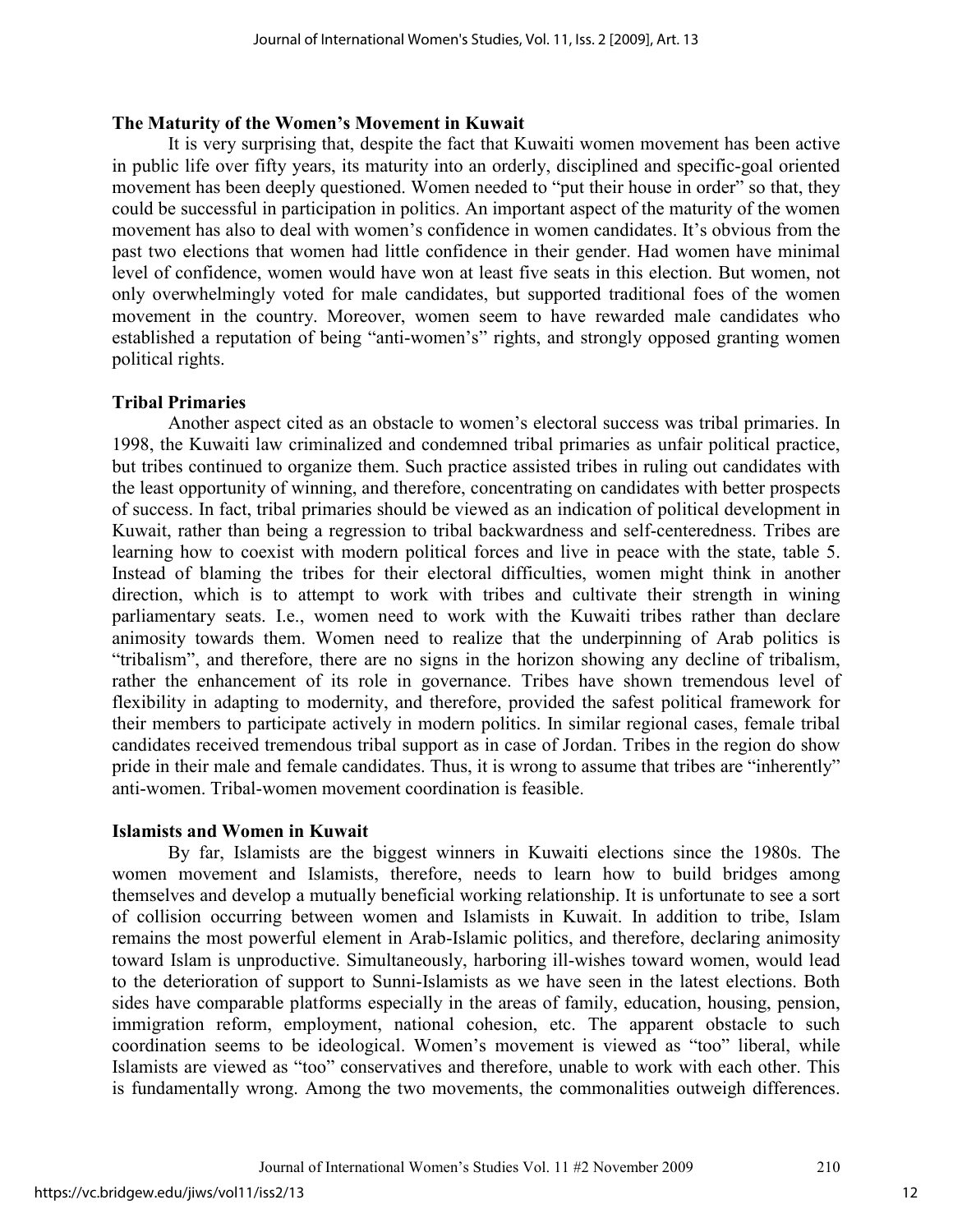**The Maturity of the Women's Movement in Kuwait**

It is very surprising that, despite the fact that Kuwaiti women movement has been active in public life over fifty years, its maturity into an orderly, disciplined and specific-goal oriented movement has been deeply questioned. Women needed to "put their house in order" so that, they could be successful in participation in politics. An important aspect of the maturity of the women movement has also to deal with women's confidence in women candidates. It's obvious from the past two elections that women had little confidence in their gender. Had women have minimal level of confidence, women would have won at least five seats in this election. But women, not only overwhelmingly voted for male candidates, but supported traditional foes of the women movement in the country. Moreover, women seem to have rewarded male candidates who established a reputation of being "anti-women's" rights, and strongly opposed granting women political rights.

**Tribal Primaries**

Another aspect cited as an obstacle to women's electoral success was tribal primaries. In 1998, the Kuwaiti law criminalized and condemned tribal primaries as unfair political practice, but tribes continued to organize them. Such practice assisted tribes in ruling out candidates with the least opportunity of winning, and therefore, concentrating on candidates with better prospects of success. In fact, tribal primaries should be viewed as an indication of political development in Kuwait, rather than being a regression to tribal backwardness and self-centeredness. Tribes are learning how to coexist with modern political forces and live in peace with the state, table 5. Instead of blaming the tribes for their electoral difficulties, women might think in another direction, which is to attempt to work with tribes and cultivate their strength in wining parliamentary seats. I.e., women need to work with the Kuwaiti tribes rather than declare animosity towards them. Women need to realize that the underpinning of Arab politics is "tribalism", and therefore, there are no signs in the horizon showing any decline of tribalism, rather the enhancement of its role in governance. Tribes have shown tremendous level of flexibility in adapting to modernity, and therefore, provided the safest political framework for their members to participate actively in modern politics. In similar regional cases, female tribal candidates received tremendous tribal support as in case of Jordan. Tribes in the region do show pride in their male and female candidates. Thus, it is wrong to assume that tribes are "inherently" anti-women. Tribal-women movement coordination is feasible.

**Islamists and Women in Kuwait**

By far, Islamists are the biggest winners in Kuwaiti elections since the 1980s. The women movement and Islamists, therefore, needs to learn how to build bridges among themselves and develop a mutually beneficial working relationship. It is unfortunate to see a sort of collision occurring between women and Islamists in Kuwait. In addition to tribe, Islam remains the most powerful element in Arab-Islamic politics, and therefore, declaring animosity toward Islam is unproductive. Simultaneously, harboring ill-wishes toward women, would lead to the deterioration of support to Sunni-Islamists as we have seen in the latest elections. Both sides have comparable platforms especially in the areas of family, education, housing, pension, immigration reform, employment, national cohesion, etc. The apparent obstacle to such coordination seems to be ideological. Women's movement is viewed as "too" liberal, while Islamists are viewed as "too" conservatives and therefore, unable to work with each other. This is fundamentally wrong. Among the two movements, the commonalities outweigh differences.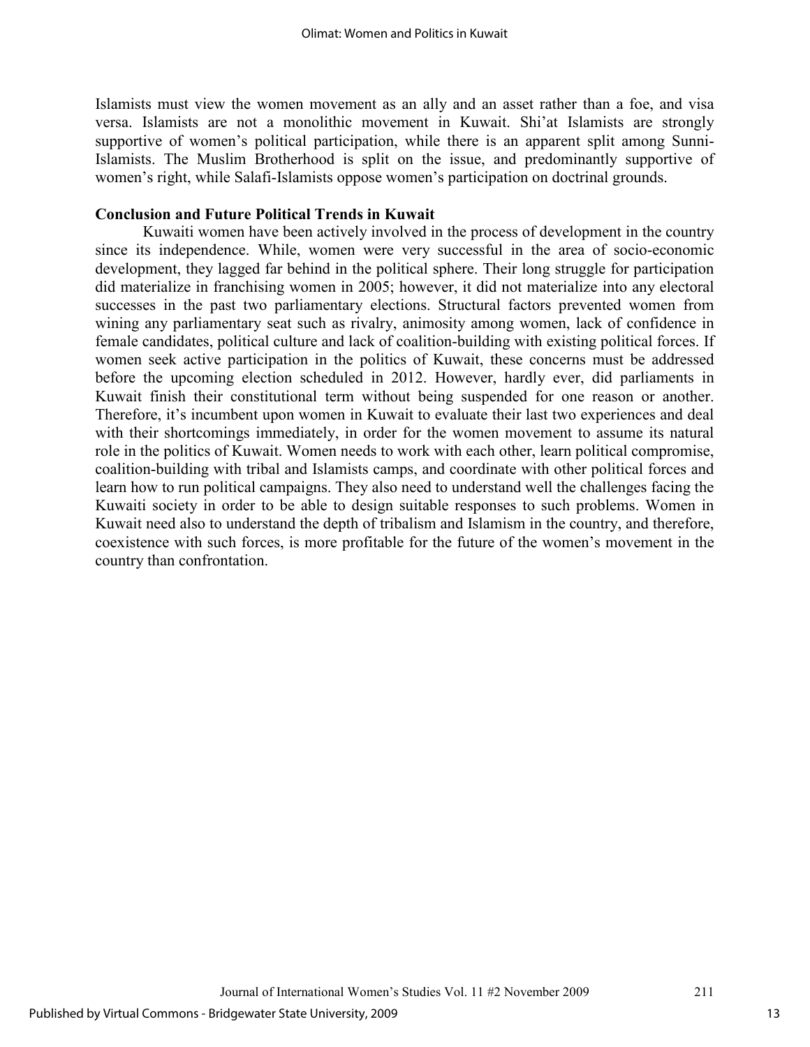Islamists must view the women movement as an ally and an asset rather than a foe, and visa versa. Islamists are not a monolithic movement in Kuwait. Shi'at Islamists are strongly supportive of women's political participation, while there is an apparent split among Sunni-Islamists. The Muslim Brotherhood is split on the issue, and predominantly supportive of women's right, while Salafi-Islamists oppose women's participation on doctrinal grounds.

### Conclusion and Future Political Trends in Kuwait

Kuwaiti women have been actively involved in the process of development in the country since its independence. While, women were very successful in the area of socio-economic development, they lagged far behind in the political sphere. Their long struggle for participation did materialize in franchising women in 2005; however, it did not materialize into any electoral successes in the past two parliamentary elections. Structural factors prevented women from wining any parliamentary seat such as rivalry, animosity among women, lack of confidence in female candidates, political culture and lack of coalition-building with existing political forces. If women seek active participation in the politics of Kuwait, these concerns must be addressed before the upcoming election scheduled in 2012. However, hardly ever, did parliaments in Kuwait finish their constitutional term without being suspended for one reason or another. Therefore, it's incumbent upon women in Kuwait to evaluate their last two experiences and deal with their shortcomings immediately, in order for the women movement to assume its natural role in the politics of Kuwait. Women needs to work with each other, learn political compromise, coalition-building with tribal and Islamists camps, and coordinate with other political forces and learn how to run political campaigns. They also need to understand well the challenges facing the Kuwaiti society in order to be able to design suitable responses to such problems. Women in Kuwait need also to understand the depth of tribalism and Islamism in the country, and therefore, coexistence with such forces, is more profitable for the future of the women's movement in the country than confrontation.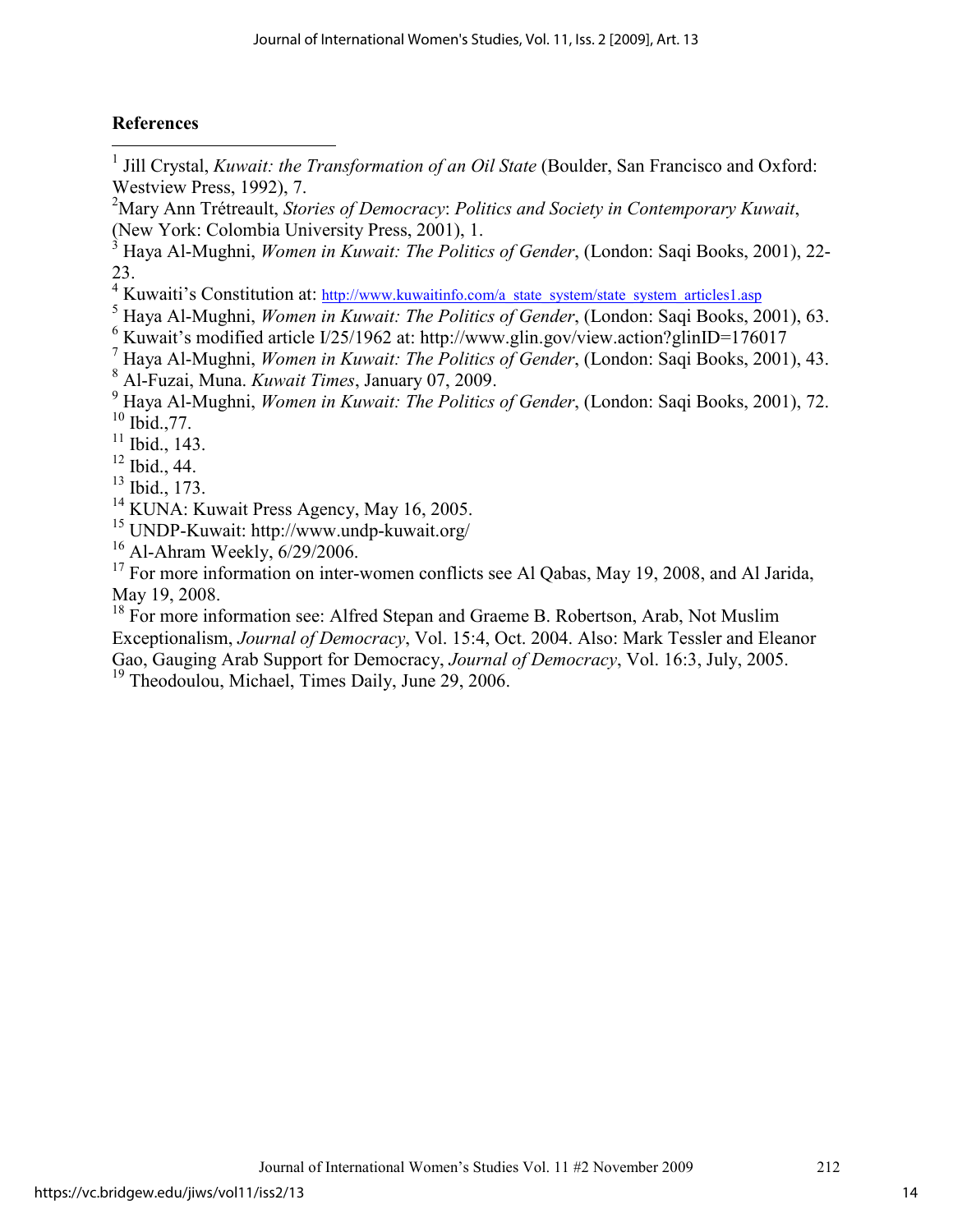**References**

[1] Jill Crystal, *Kuwait: the Transformation of an Oil State* (Boulder, San Francisco and Oxford: Westview Press, 1992), 7.

[2]Mary Ann Trétreault, *Stories of Democracy*: *Politics and Society in Contemporary Kuwait*, (New York: Colombia University Press, 2001), 1.

[3] Haya Al-Mughni, *Women in Kuwait: The Politics of Gender*, (London: Saqi Books, 2001), 22-23.

[4] Kuwaiti's Constitution at: http://www.kuwaitinfo.com/a_state_system/state_system_articles1.asp

[5] Haya Al-Mughni, *Women in Kuwait: The Politics of Gender*, (London: Saqi Books, 2001), 63.

[6] Kuwait's modified article I/25/1962 at: http://www.glin.gov/view.action?glinID=176017

[7] Haya Al-Mughni, *Women in Kuwait: The Politics of Gender*, (London: Saqi Books, 2001), 43.

[8] Al-Fuzai, Muna. *Kuwait Times*, January 07, 2009.

[9] Haya Al-Mughni, *Women in Kuwait: The Politics of Gender*, (London: Saqi Books, 2001), 72.

[10] Ibid.,77.

[11] Ibid., 143.

[12] Ibid., 44.

[13] Ibid., 173.

[14] KUNA: Kuwait Press Agency, May 16, 2005.

[15] UNDP-Kuwait: http://www.undp-kuwait.org/

[16] Al-Ahram Weekly, 6/29/2006.

[17] For more information on inter-women conflicts see Al Qabas, May 19, 2008, and Al Jarida, May 19, 2008.

[18] For more information see: Alfred Stepan and Graeme B. Robertson, Arab, Not Muslim Exceptionalism, *Journal of Democracy*, Vol. 15:4, Oct. 2004. Also: Mark Tessler and Eleanor Gao, Gauging Arab Support for Democracy, *Journal of Democracy*, Vol. 16:3, July, 2005.

[19] Theodoulou, Michael, Times Daily, June 29, 2006.